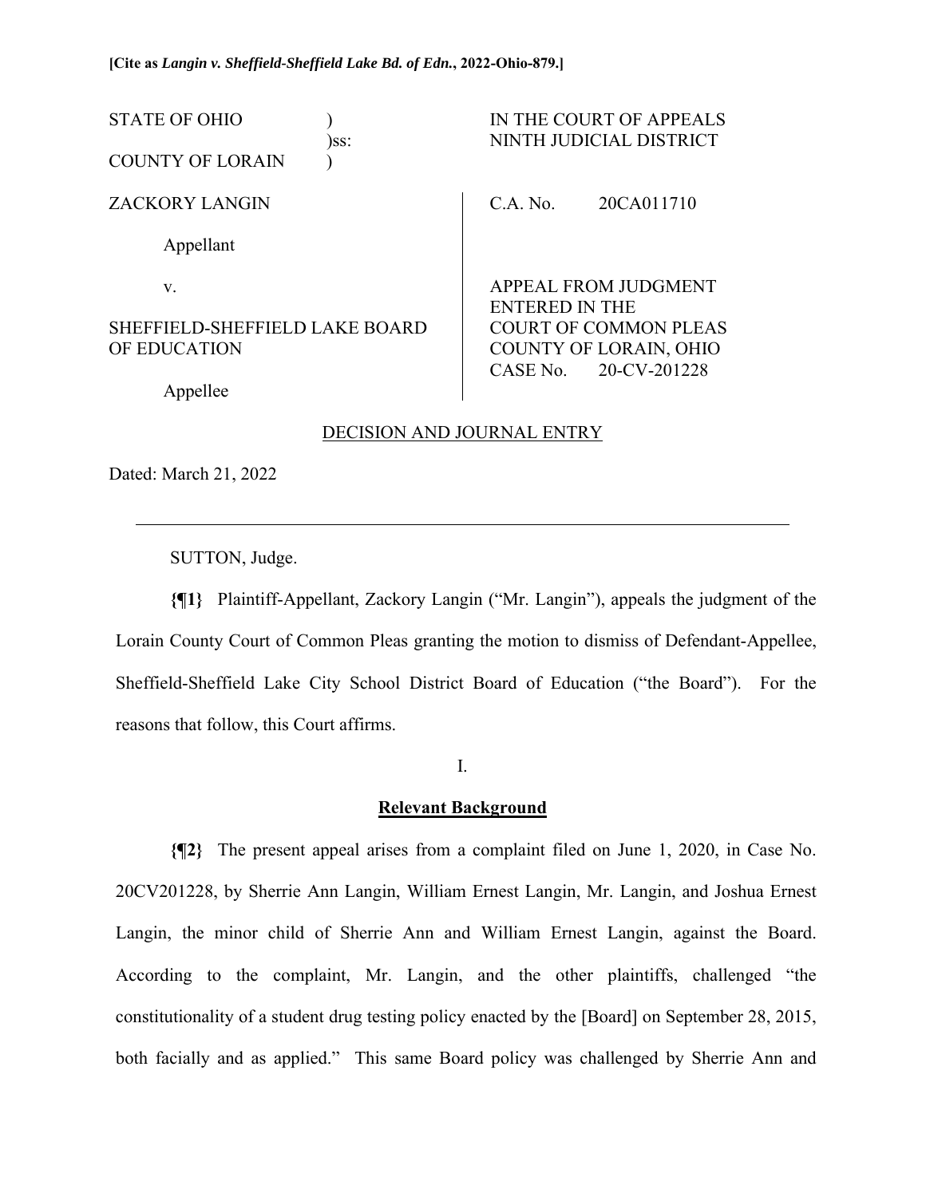**[Cite as *Langin v. Sheffield-Sheffield Lake Bd. of Edn.*, 2022-Ohio-879.]**

| | | |
|---|---|---|
| STATE OF OHIO )<br>)ss:<br>COUNTY OF LORAIN ) | | IN THE COURT OF APPEALS<br>NINTH JUDICIAL DISTRICT |
| ZACKORY LANGIN<br><br>Appellant<br><br>v.<br><br>SHEFFIELD-SHEFFIELD LAKE BOARD OF EDUCATION<br><br>Appellee | | C.A. No. 20CA011710<br><br>APPEAL FROM JUDGMENT ENTERED IN THE COURT OF COMMON PLEAS COUNTY OF LORAIN, OHIO<br>CASE No. 20-CV-201228 |

DECISION AND JOURNAL ENTRY

Dated: March 21, 2022

---

SUTTON, Judge.

**{¶1}** Plaintiff-Appellant, Zackory Langin ("Mr. Langin"), appeals the judgment of the Lorain County Court of Common Pleas granting the motion to dismiss of Defendant-Appellee, Sheffield-Sheffield Lake City School District Board of Education ("the Board"). For the reasons that follow, this Court affirms.

I.

**Relevant Background**

**{¶2}** The present appeal arises from a complaint filed on June 1, 2020, in Case No. 20CV201228, by Sherrie Ann Langin, William Ernest Langin, Mr. Langin, and Joshua Ernest Langin, the minor child of Sherrie Ann and William Ernest Langin, against the Board. According to the complaint, Mr. Langin, and the other plaintiffs, challenged "the constitutionality of a student drug testing policy enacted by the [Board] on September 28, 2015, both facially and as applied." This same Board policy was challenged by Sherrie Ann and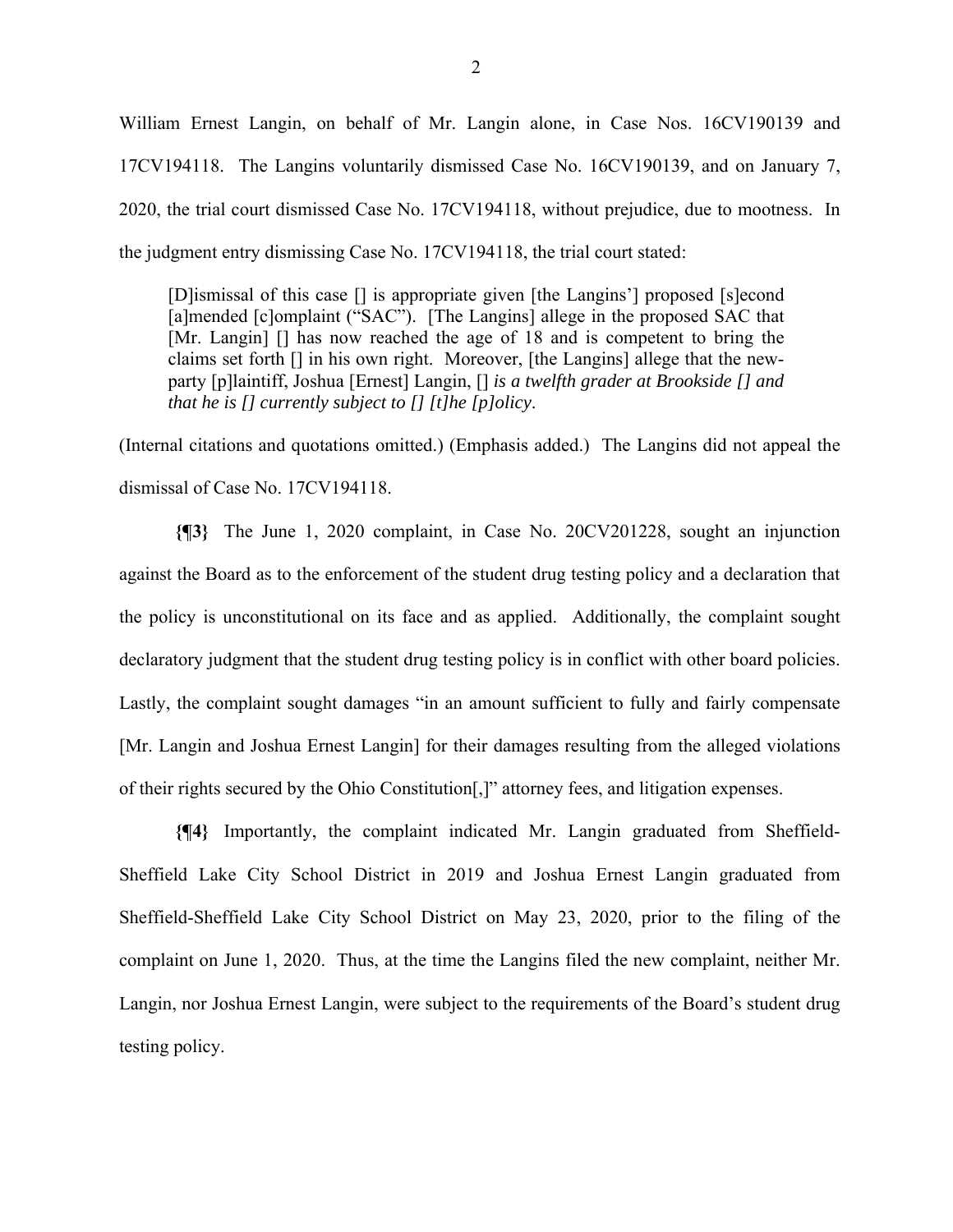William Ernest Langin, on behalf of Mr. Langin alone, in Case Nos. 16CV190139 and 17CV194118. The Langins voluntarily dismissed Case No. 16CV190139, and on January 7, 2020, the trial court dismissed Case No. 17CV194118, without prejudice, due to mootness. In the judgment entry dismissing Case No. 17CV194118, the trial court stated:

> [D]ismissal of this case [] is appropriate given [the Langins'] proposed [s]econd [a]mended [c]omplaint ("SAC"). [The Langins] allege in the proposed SAC that [Mr. Langin] [] has now reached the age of 18 and is competent to bring the claims set forth [] in his own right. Moreover, [the Langins] allege that the new-party [p]laintiff, Joshua [Ernest] Langin, [] *is a twelfth grader at Brookside [] and that he is [] currently subject to [] [t]he [p]olicy*.

(Internal citations and quotations omitted.) (Emphasis added.) The Langins did not appeal the dismissal of Case No. 17CV194118.

**{¶3}** The June 1, 2020 complaint, in Case No. 20CV201228, sought an injunction against the Board as to the enforcement of the student drug testing policy and a declaration that the policy is unconstitutional on its face and as applied. Additionally, the complaint sought declaratory judgment that the student drug testing policy is in conflict with other board policies. Lastly, the complaint sought damages "in an amount sufficient to fully and fairly compensate [Mr. Langin and Joshua Ernest Langin] for their damages resulting from the alleged violations of their rights secured by the Ohio Constitution[,]" attorney fees, and litigation expenses.

**{¶4}** Importantly, the complaint indicated Mr. Langin graduated from Sheffield-Sheffield Lake City School District in 2019 and Joshua Ernest Langin graduated from Sheffield-Sheffield Lake City School District on May 23, 2020, prior to the filing of the complaint on June 1, 2020. Thus, at the time the Langins filed the new complaint, neither Mr. Langin, nor Joshua Ernest Langin, were subject to the requirements of the Board's student drug testing policy.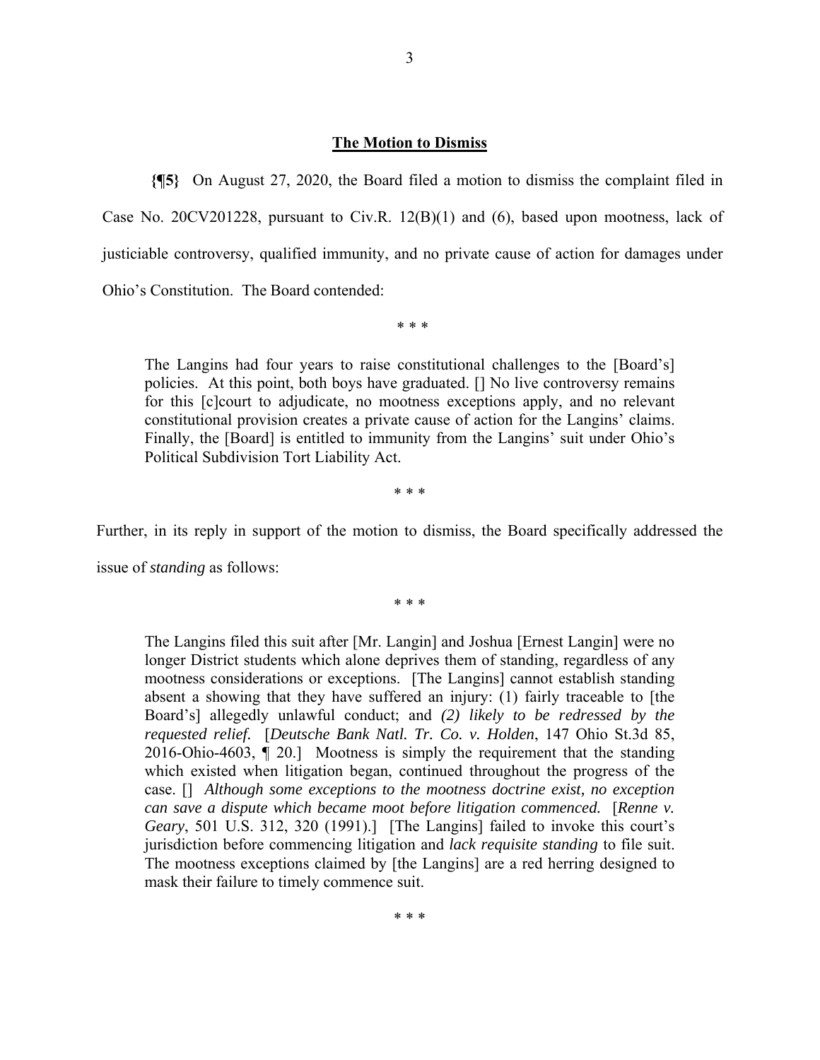## The Motion to Dismiss

**{¶5}** On August 27, 2020, the Board filed a motion to dismiss the complaint filed in Case No. 20CV201228, pursuant to Civ.R. 12(B)(1) and (6), based upon mootness, lack of justiciable controversy, qualified immunity, and no private cause of action for damages under Ohio's Constitution. The Board contended:

\* \* \*

> The Langins had four years to raise constitutional challenges to the [Board's] policies. At this point, both boys have graduated. [] No live controversy remains for this [c]court to adjudicate, no mootness exceptions apply, and no relevant constitutional provision creates a private cause of action for the Langins' claims. Finally, the [Board] is entitled to immunity from the Langins' suit under Ohio's Political Subdivision Tort Liability Act.

\* \* \*

Further, in its reply in support of the motion to dismiss, the Board specifically addressed the issue of *standing* as follows:

\* \* \*

> The Langins filed this suit after [Mr. Langin] and Joshua [Ernest Langin] were no longer District students which alone deprives them of standing, regardless of any mootness considerations or exceptions. [The Langins] cannot establish standing absent a showing that they have suffered an injury: (1) fairly traceable to [the Board's] allegedly unlawful conduct; and *(2) likely to be redressed by the requested relief.* [*Deutsche Bank Natl. Tr. Co. v. Holden*, 147 Ohio St.3d 85, 2016-Ohio-4603, ¶ 20.] Mootness is simply the requirement that the standing which existed when litigation began, continued throughout the progress of the case. [] *Although some exceptions to the mootness doctrine exist, no exception can save a dispute which became moot before litigation commenced.* [*Renne v. Geary*, 501 U.S. 312, 320 (1991).] [The Langins] failed to invoke this court's jurisdiction before commencing litigation and *lack requisite standing* to file suit. The mootness exceptions claimed by [the Langins] are a red herring designed to mask their failure to timely commence suit.

\* \* \*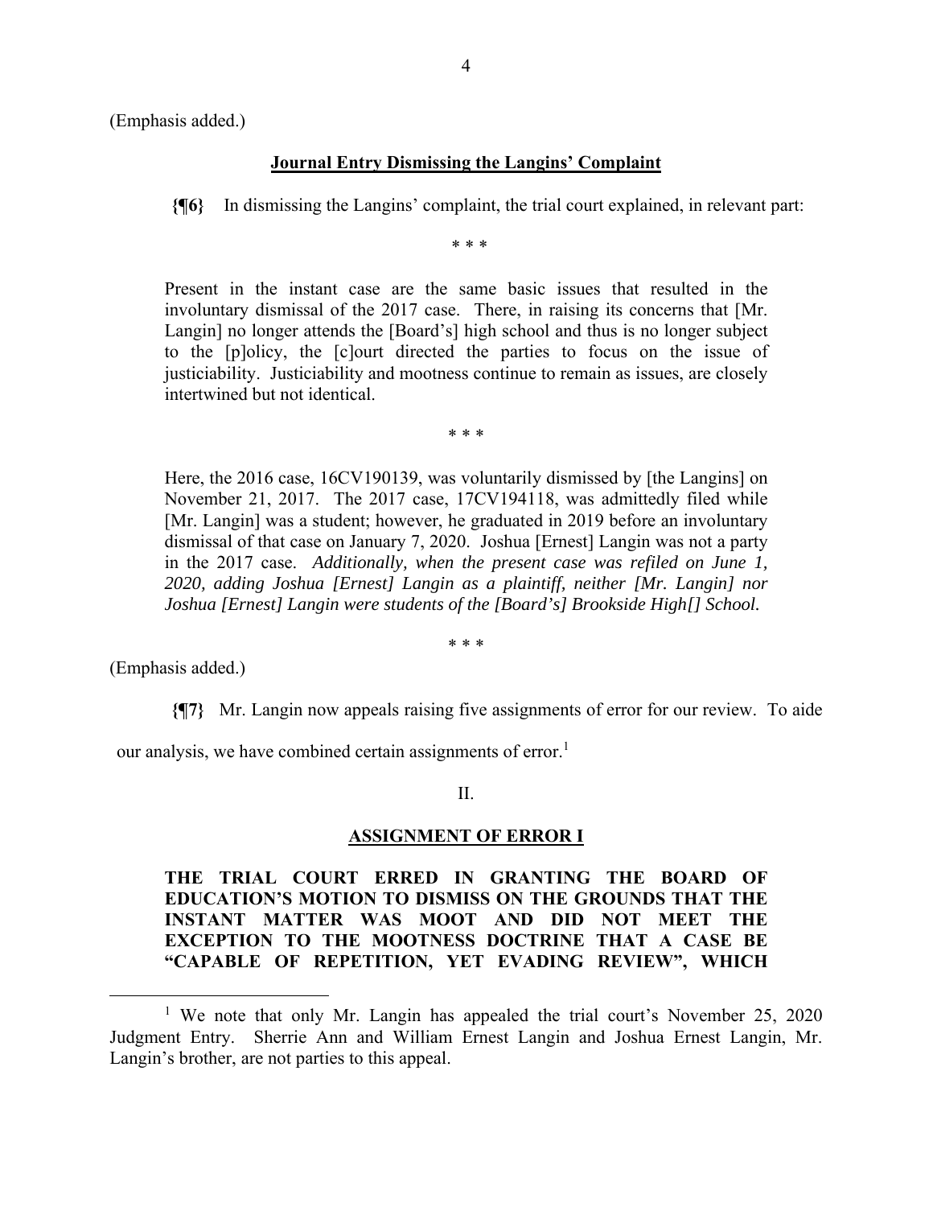(Emphasis added.)

**Journal Entry Dismissing the Langins' Complaint**

**{¶6}** In dismissing the Langins' complaint, the trial court explained, in relevant part:

\* \* \*

> Present in the instant case are the same basic issues that resulted in the involuntary dismissal of the 2017 case. There, in raising its concerns that [Mr. Langin] no longer attends the [Board's] high school and thus is no longer subject to the [p]olicy, the [c]ourt directed the parties to focus on the issue of justiciability. Justiciability and mootness continue to remain as issues, are closely intertwined but not identical.

\* \* \*

> Here, the 2016 case, 16CV190139, was voluntarily dismissed by [the Langins] on November 21, 2017. The 2017 case, 17CV194118, was admittedly filed while [Mr. Langin] was a student; however, he graduated in 2019 before an involuntary dismissal of that case on January 7, 2020. Joshua [Ernest] Langin was not a party in the 2017 case. *Additionally, when the present case was refiled on June 1, 2020, adding Joshua [Ernest] Langin as a plaintiff, neither [Mr. Langin] nor Joshua [Ernest] Langin were students of the [Board's] Brookside High[] School.*

\* \* \*

(Emphasis added.)

**{¶7}** Mr. Langin now appeals raising five assignments of error for our review. To aide our analysis, we have combined certain assignments of error.[1]

II.

**ASSIGNMENT OF ERROR I**

**THE TRIAL COURT ERRED IN GRANTING THE BOARD OF EDUCATION'S MOTION TO DISMISS ON THE GROUNDS THAT THE INSTANT MATTER WAS MOOT AND DID NOT MEET THE EXCEPTION TO THE MOOTNESS DOCTRINE THAT A CASE BE "CAPABLE OF REPETITION, YET EVADING REVIEW", WHICH**

---

[1] We note that only Mr. Langin has appealed the trial court's November 25, 2020 Judgment Entry. Sherrie Ann and William Ernest Langin and Joshua Ernest Langin, Mr. Langin's brother, are not parties to this appeal.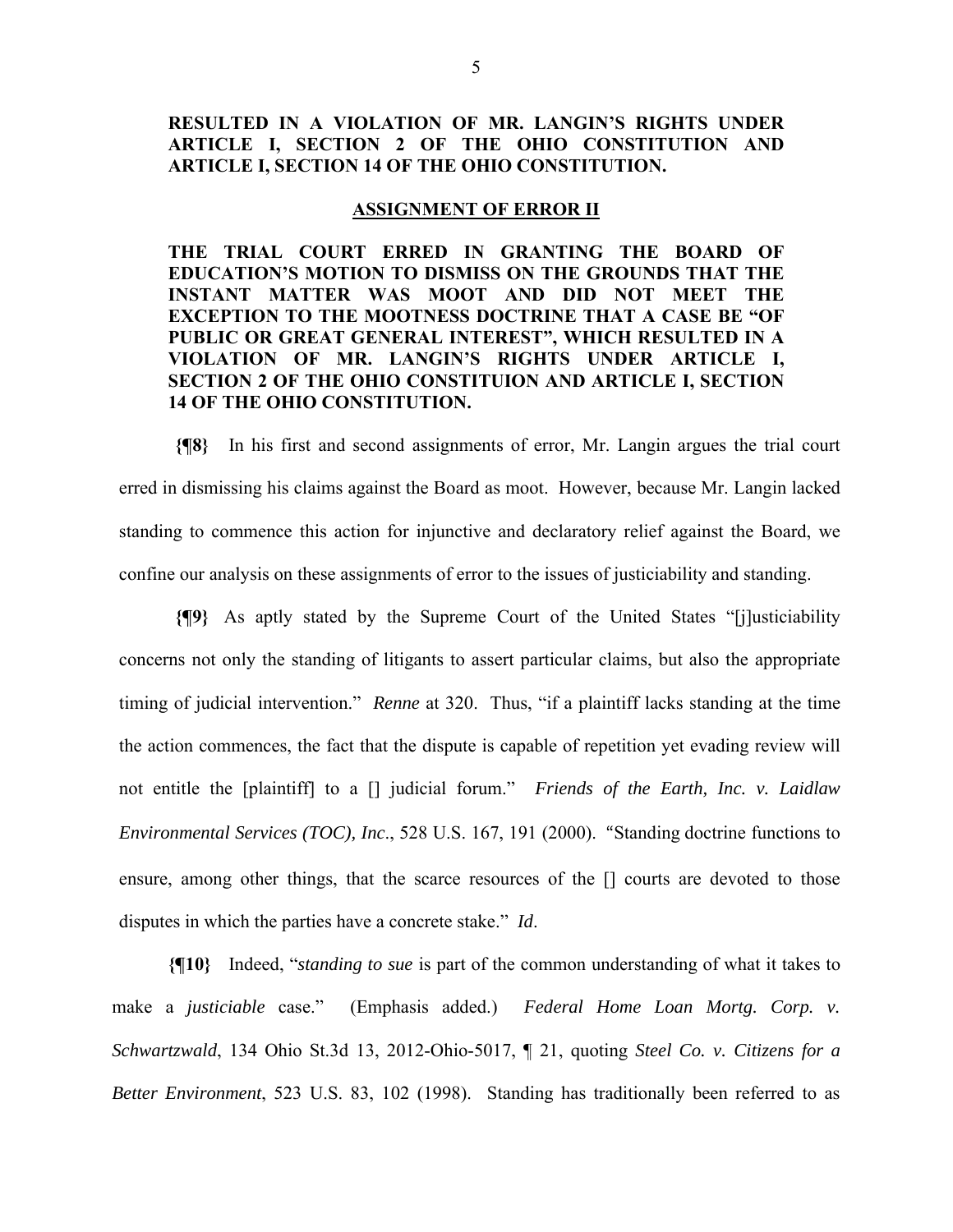**RESULTED IN A VIOLATION OF MR. LANGIN'S RIGHTS UNDER ARTICLE I, SECTION 2 OF THE OHIO CONSTITUTION AND ARTICLE I, SECTION 14 OF THE OHIO CONSTITUTION.**

**ASSIGNMENT OF ERROR II**

**THE TRIAL COURT ERRED IN GRANTING THE BOARD OF EDUCATION'S MOTION TO DISMISS ON THE GROUNDS THAT THE INSTANT MATTER WAS MOOT AND DID NOT MEET THE EXCEPTION TO THE MOOTNESS DOCTRINE THAT A CASE BE "OF PUBLIC OR GREAT GENERAL INTEREST", WHICH RESULTED IN A VIOLATION OF MR. LANGIN'S RIGHTS UNDER ARTICLE I, SECTION 2 OF THE OHIO CONSTITUION AND ARTICLE I, SECTION 14 OF THE OHIO CONSTITUTION.**

**{¶8}** In his first and second assignments of error, Mr. Langin argues the trial court erred in dismissing his claims against the Board as moot. However, because Mr. Langin lacked standing to commence this action for injunctive and declaratory relief against the Board, we confine our analysis on these assignments of error to the issues of justiciability and standing.

**{¶9}** As aptly stated by the Supreme Court of the United States "[j]usticiability concerns not only the standing of litigants to assert particular claims, but also the appropriate timing of judicial intervention." *Renne* at 320. Thus, "if a plaintiff lacks standing at the time the action commences, the fact that the dispute is capable of repetition yet evading review will not entitle the [plaintiff] to a [] judicial forum." *Friends of the Earth, Inc. v. Laidlaw Environmental Services (TOC), Inc*., 528 U.S. 167, 191 (2000). "Standing doctrine functions to ensure, among other things, that the scarce resources of the [] courts are devoted to those disputes in which the parties have a concrete stake." *Id*.

**{¶10}** Indeed, "*standing to sue* is part of the common understanding of what it takes to make a *justiciable* case." (Emphasis added.) *Federal Home Loan Mortg. Corp. v. Schwartzwald*, 134 Ohio St.3d 13, 2012-Ohio-5017, ¶ 21, quoting *Steel Co. v. Citizens for a Better Environment*, 523 U.S. 83, 102 (1998). Standing has traditionally been referred to as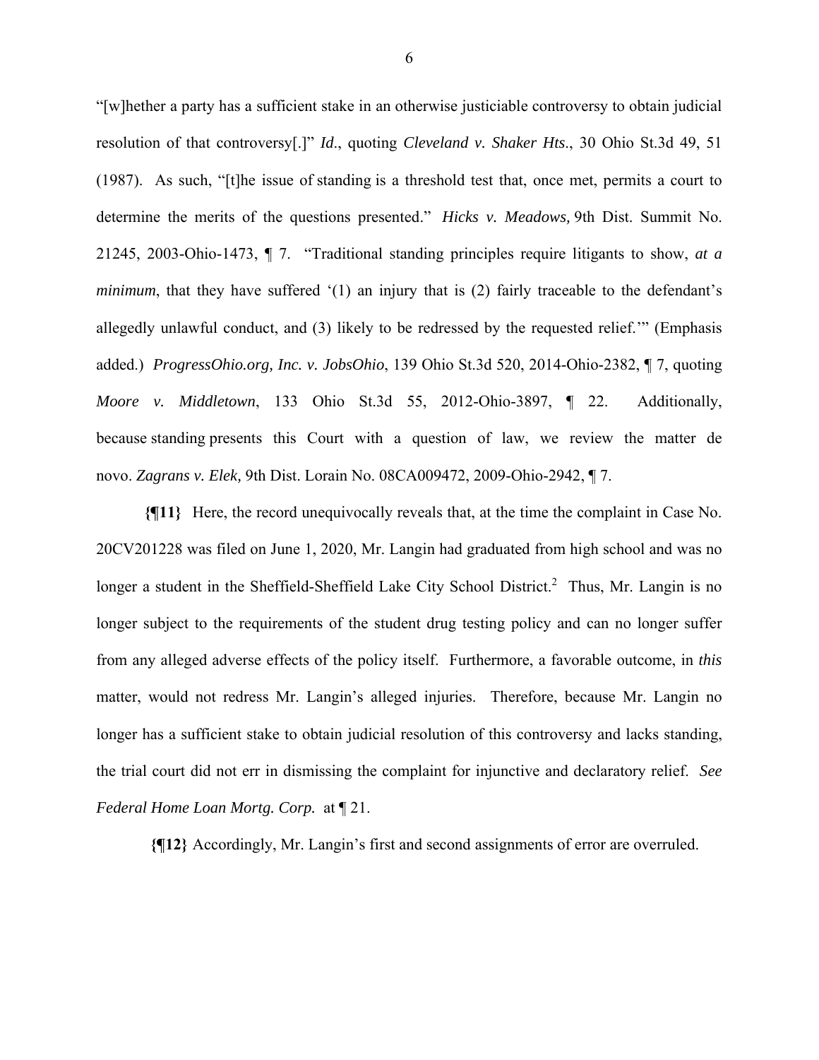"[w]hether a party has a sufficient stake in an otherwise justiciable controversy to obtain judicial resolution of that controversy[.]" *Id*., quoting *Cleveland v. Shaker Hts*., 30 Ohio St.3d 49, 51 (1987). As such, "[t]he issue of standing is a threshold test that, once met, permits a court to determine the merits of the questions presented." *Hicks v. Meadows,* 9th Dist. Summit No. 21245, 2003-Ohio-1473, ¶ 7. "Traditional standing principles require litigants to show, *at a minimum*, that they have suffered '(1) an injury that is (2) fairly traceable to the defendant's allegedly unlawful conduct, and (3) likely to be redressed by the requested relief.'" (Emphasis added.) *ProgressOhio.org, Inc. v. JobsOhio*, 139 Ohio St.3d 520, 2014-Ohio-2382, ¶ 7, quoting *Moore v. Middletown*, 133 Ohio St.3d 55, 2012-Ohio-3897, ¶ 22. Additionally, because standing presents this Court with a question of law, we review the matter de novo. *Zagrans v. Elek,* 9th Dist. Lorain No. 08CA009472, 2009-Ohio-2942, ¶ 7.

**{¶11}** Here, the record unequivocally reveals that, at the time the complaint in Case No. 20CV201228 was filed on June 1, 2020, Mr. Langin had graduated from high school and was no longer a student in the Sheffield-Sheffield Lake City School District.[2] Thus, Mr. Langin is no longer subject to the requirements of the student drug testing policy and can no longer suffer from any alleged adverse effects of the policy itself. Furthermore, a favorable outcome, in *this* matter, would not redress Mr. Langin's alleged injuries. Therefore, because Mr. Langin no longer has a sufficient stake to obtain judicial resolution of this controversy and lacks standing, the trial court did not err in dismissing the complaint for injunctive and declaratory relief. *See Federal Home Loan Mortg. Corp.* at ¶ 21.

**{¶12}** Accordingly, Mr. Langin's first and second assignments of error are overruled.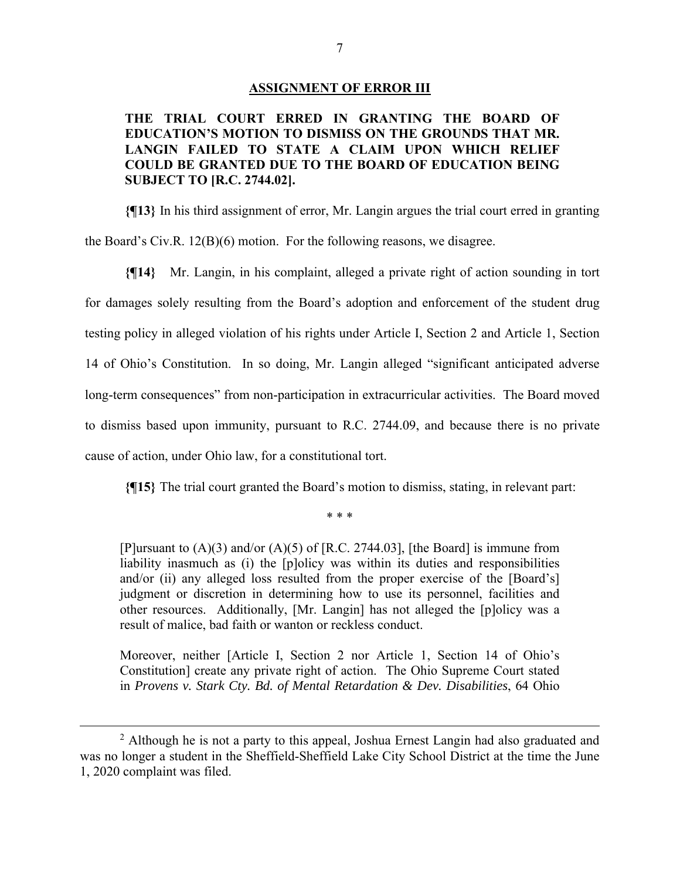**ASSIGNMENT OF ERROR III**

**THE TRIAL COURT ERRED IN GRANTING THE BOARD OF EDUCATION'S MOTION TO DISMISS ON THE GROUNDS THAT MR. LANGIN FAILED TO STATE A CLAIM UPON WHICH RELIEF COULD BE GRANTED DUE TO THE BOARD OF EDUCATION BEING SUBJECT TO [R.C. 2744.02].**

**{¶13}** In his third assignment of error, Mr. Langin argues the trial court erred in granting the Board's Civ.R. 12(B)(6) motion. For the following reasons, we disagree.

**{¶14}** Mr. Langin, in his complaint, alleged a private right of action sounding in tort for damages solely resulting from the Board's adoption and enforcement of the student drug testing policy in alleged violation of his rights under Article I, Section 2 and Article 1, Section 14 of Ohio's Constitution. In so doing, Mr. Langin alleged "significant anticipated adverse long-term consequences" from non-participation in extracurricular activities. The Board moved to dismiss based upon immunity, pursuant to R.C. 2744.09, and because there is no private cause of action, under Ohio law, for a constitutional tort.

**{¶15}** The trial court granted the Board's motion to dismiss, stating, in relevant part:

\* \* \*

> [P]ursuant to (A)(3) and/or (A)(5) of [R.C. 2744.03], [the Board] is immune from liability inasmuch as (i) the [p]olicy was within its duties and responsibilities and/or (ii) any alleged loss resulted from the proper exercise of the [Board's] judgment or discretion in determining how to use its personnel, facilities and other resources. Additionally, [Mr. Langin] has not alleged the [p]olicy was a result of malice, bad faith or wanton or reckless conduct.
>
> Moreover, neither [Article I, Section 2 nor Article 1, Section 14 of Ohio's Constitution] create any private right of action. The Ohio Supreme Court stated in *Provens v. Stark Cty. Bd. of Mental Retardation & Dev. Disabilities*, 64 Ohio

---

[2] Although he is not a party to this appeal, Joshua Ernest Langin had also graduated and was no longer a student in the Sheffield-Sheffield Lake City School District at the time the June 1, 2020 complaint was filed.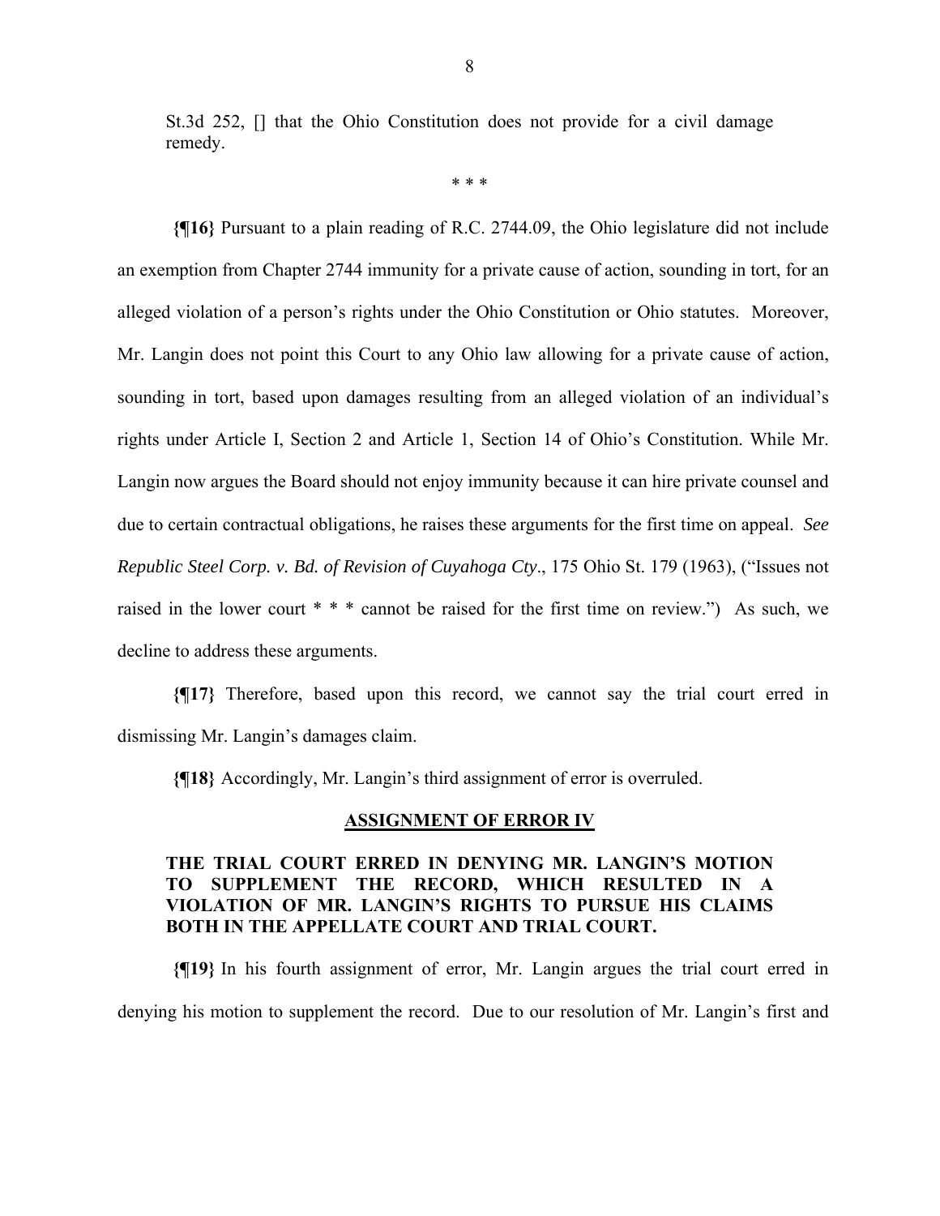St.3d 252, [] that the Ohio Constitution does not provide for a civil damage remedy.

* * *

**{¶16}** Pursuant to a plain reading of R.C. 2744.09, the Ohio legislature did not include an exemption from Chapter 2744 immunity for a private cause of action, sounding in tort, for an alleged violation of a person's rights under the Ohio Constitution or Ohio statutes. Moreover, Mr. Langin does not point this Court to any Ohio law allowing for a private cause of action, sounding in tort, based upon damages resulting from an alleged violation of an individual's rights under Article I, Section 2 and Article 1, Section 14 of Ohio's Constitution. While Mr. Langin now argues the Board should not enjoy immunity because it can hire private counsel and due to certain contractual obligations, he raises these arguments for the first time on appeal. *See Republic Steel Corp. v. Bd. of Revision of Cuyahoga Cty*., 175 Ohio St. 179 (1963), ("Issues not raised in the lower court * * * cannot be raised for the first time on review.") As such, we decline to address these arguments.

**{¶17}** Therefore, based upon this record, we cannot say the trial court erred in dismissing Mr. Langin's damages claim.

**{¶18}** Accordingly, Mr. Langin's third assignment of error is overruled.

## ASSIGNMENT OF ERROR IV

**THE TRIAL COURT ERRED IN DENYING MR. LANGIN'S MOTION TO SUPPLEMENT THE RECORD, WHICH RESULTED IN A VIOLATION OF MR. LANGIN'S RIGHTS TO PURSUE HIS CLAIMS BOTH IN THE APPELLATE COURT AND TRIAL COURT.**

**{¶19}** In his fourth assignment of error, Mr. Langin argues the trial court erred in denying his motion to supplement the record. Due to our resolution of Mr. Langin's first and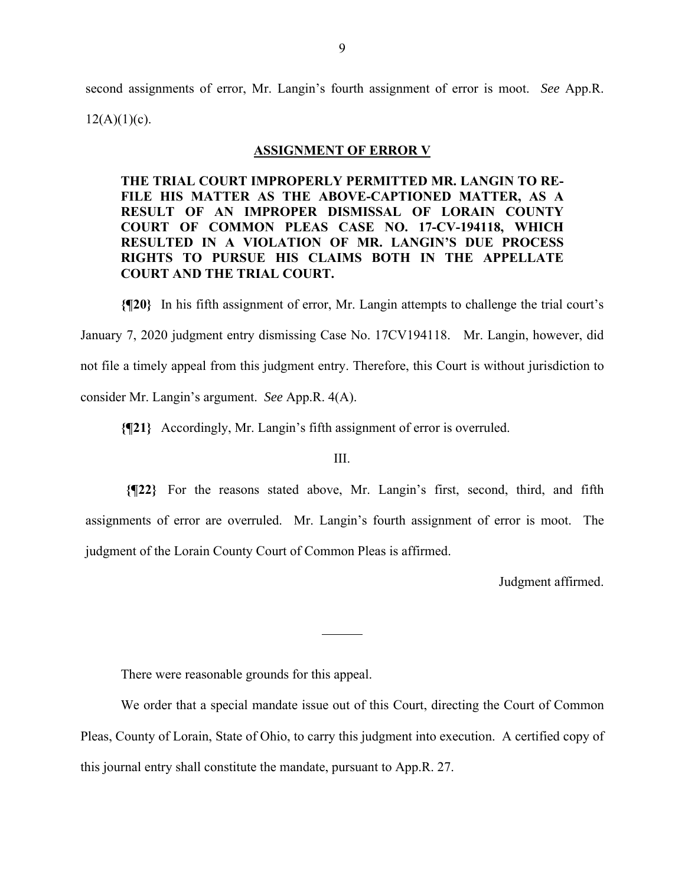second assignments of error, Mr. Langin's fourth assignment of error is moot. *See* App.R. 12(A)(1)(c).

**ASSIGNMENT OF ERROR V**

**THE TRIAL COURT IMPROPERLY PERMITTED MR. LANGIN TO RE-FILE HIS MATTER AS THE ABOVE-CAPTIONED MATTER, AS A RESULT OF AN IMPROPER DISMISSAL OF LORAIN COUNTY COURT OF COMMON PLEAS CASE NO. 17-CV-194118, WHICH RESULTED IN A VIOLATION OF MR. LANGIN'S DUE PROCESS RIGHTS TO PURSUE HIS CLAIMS BOTH IN THE APPELLATE COURT AND THE TRIAL COURT.**

**{¶20}** In his fifth assignment of error, Mr. Langin attempts to challenge the trial court's January 7, 2020 judgment entry dismissing Case No. 17CV194118. Mr. Langin, however, did not file a timely appeal from this judgment entry. Therefore, this Court is without jurisdiction to consider Mr. Langin's argument. *See* App.R. 4(A).

**{¶21}** Accordingly, Mr. Langin's fifth assignment of error is overruled.

III.

**{¶22}** For the reasons stated above, Mr. Langin's first, second, third, and fifth assignments of error are overruled. Mr. Langin's fourth assignment of error is moot. The judgment of the Lorain County Court of Common Pleas is affirmed.

Judgment affirmed.

---

There were reasonable grounds for this appeal.

We order that a special mandate issue out of this Court, directing the Court of Common Pleas, County of Lorain, State of Ohio, to carry this judgment into execution. A certified copy of this journal entry shall constitute the mandate, pursuant to App.R. 27.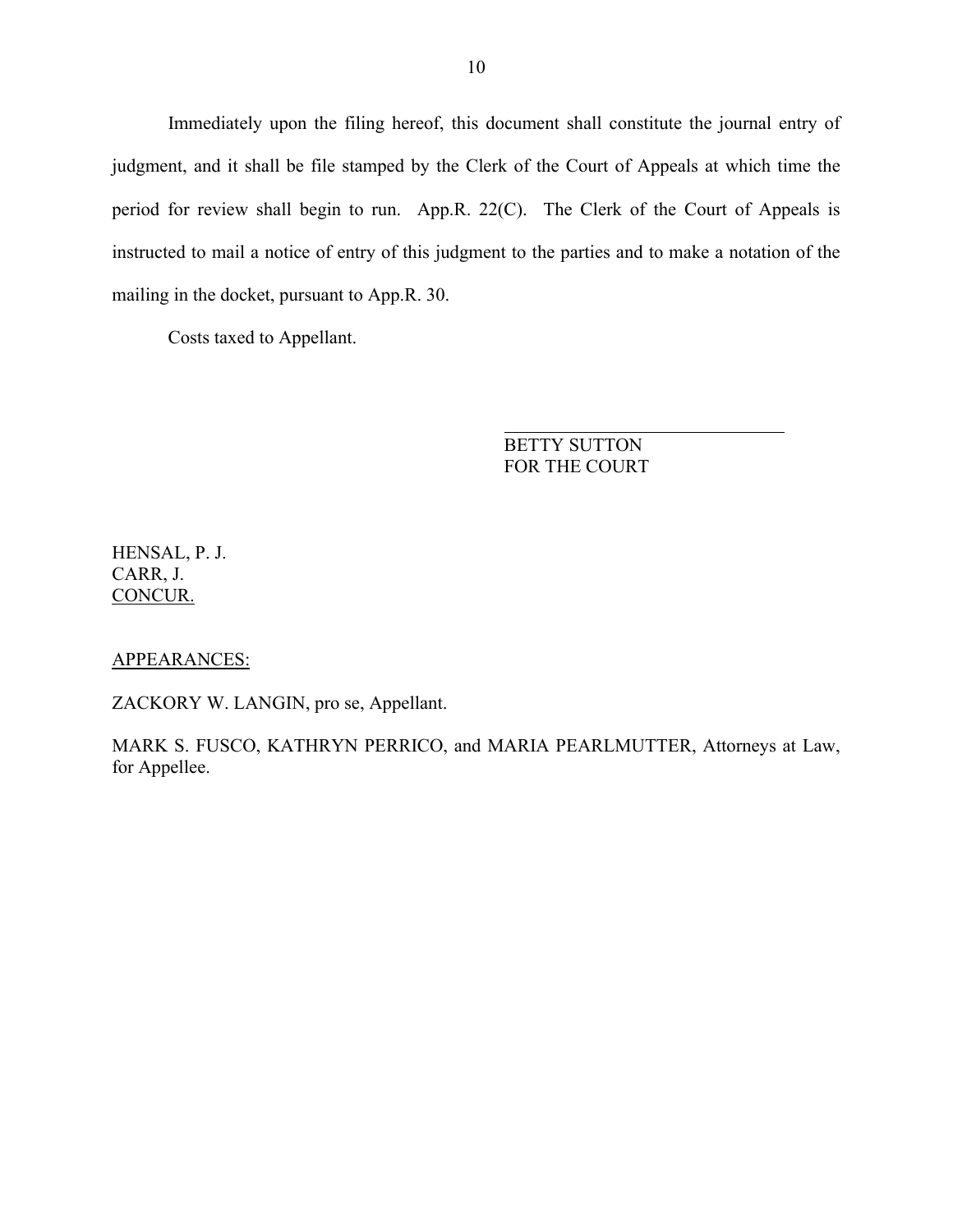Immediately upon the filing hereof, this document shall constitute the journal entry of judgment, and it shall be file stamped by the Clerk of the Court of Appeals at which time the period for review shall begin to run. App.R. 22(C). The Clerk of the Court of Appeals is instructed to mail a notice of entry of this judgment to the parties and to make a notation of the mailing in the docket, pursuant to App.R. 30.

Costs taxed to Appellant.

BETTY SUTTON
FOR THE COURT

HENSAL, P. J.
CARR, J.
CONCUR.

APPEARANCES:

ZACKORY W. LANGIN, pro se, Appellant.

MARK S. FUSCO, KATHRYN PERRICO, and MARIA PEARLMUTTER, Attorneys at Law, for Appellee.